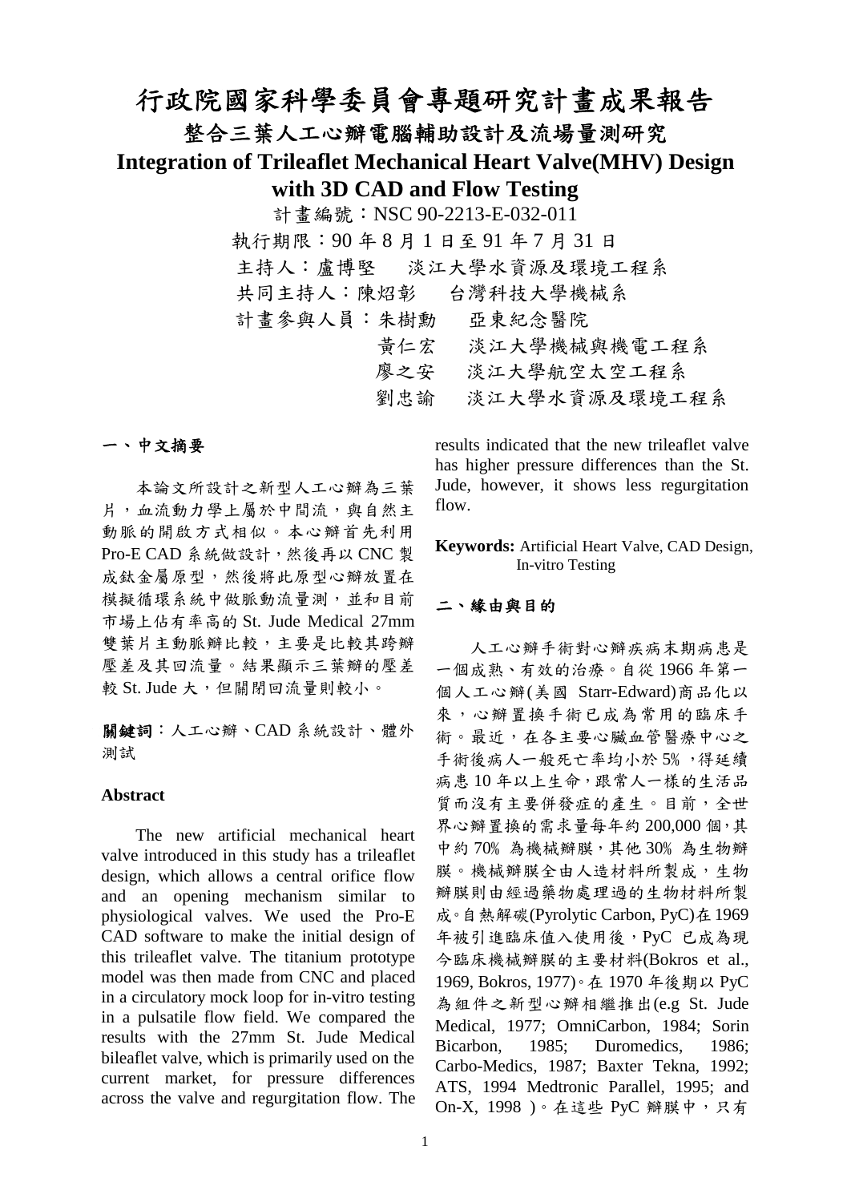# 行政院國家科學委員會專題研究計畫成果報告

## 整合三葉人工心瓣電腦輔助設計及流場量測研究

## Integration of Trileaflet Mechanical Heart Valve(MHV) Design with 3D CAD and Flow Testing

計畫編號：NSC 90-2213-E-032-011

執行期限：90 年 8 月 1 日至 91 年 7 月 31 日

主持人：盧博堅　淡江大學水資源及環境工程系

共同主持人：陳炤彰　台灣科技大學機械系

計畫參與人員：朱樹勳　亞東紀念醫院

黃仁宏　淡江大學機械與機電工程系

廖之安　淡江大學航空太空工程系

劉忠諭　淡江大學水資源及環境工程系

### 一、中文摘要

本論文所設計之新型人工心瓣為三葉片，血流動力學上屬於中間流，與自然主動脈的開啟方式相似。本心瓣首先利用 Pro-E CAD 系統做設計，然後再以 CNC 製成鈦金屬原型，然後將此原型心瓣放置在模擬循環系統中做脈動流量測，並和目前市場上佔有率高的 St. Jude Medical 27mm 雙葉片主動脈瓣比較，主要是比較其跨瓣壓差及其回流量。結果顯示三葉瓣的壓差較 St. Jude 大，但關閉回流量則較小。

**關鍵詞**：人工心瓣、CAD 系統設計、體外測試

### Abstract

The new artificial mechanical heart valve introduced in this study has a trileaflet design, which allows a central orifice flow and an opening mechanism similar to physiological valves. We used the Pro-E CAD software to make the initial design of this trileaflet valve. The titanium prototype model was then made from CNC and placed in a circulatory mock loop for in-vitro testing in a pulsatile flow field. We compared the results with the 27mm St. Jude Medical bileaflet valve, which is primarily used on the current market, for pressure differences across the valve and regurgitation flow. The results indicated that the new trileaflet valve has higher pressure differences than the St. Jude, however, it shows less regurgitation flow.

**Keywords:** Artificial Heart Valve, CAD Design, In-vitro Testing

### 二、緣由與目的

人工心瓣手術對心瓣疾病末期病患是一個成熟、有效的治療。自從 1966 年第一個人工心瓣(美國 Starr-Edward)商品化以來，心瓣置換手術已成為常用的臨床手術。最近，在各主要心臟血管醫療中心之手術後病人一般死亡率均小於 5% ，得延續病患 10 年以上生命，跟常人一樣的生活品質而沒有主要併發症的產生。目前，全世界心瓣置換的需求量每年約 200,000 個，其中約 70% 為機械瓣膜，其他 30% 為生物瓣膜。機械瓣膜全由人造材料所製成，生物瓣膜則由經過藥物處理過的生物材料所製成。自熱解碳(Pyrolytic Carbon, PyC)在 1969 年被引進臨床植入使用後，PyC 已成為現今臨床機械瓣膜的主要材料(Bokros et al., 1969, Bokros, 1977)。在 1970 年後期以 PyC 為組件之新型心瓣相繼推出(e.g St. Jude Medical, 1977; OmniCarbon, 1984; Sorin Bicarbon, 1985; Duromedics, 1986; Carbo-Medics, 1987; Baxter Tekna, 1992; ATS, 1994 Medtronic Parallel, 1995; and On-X, 1998 )。在這些 PyC 瓣膜中，只有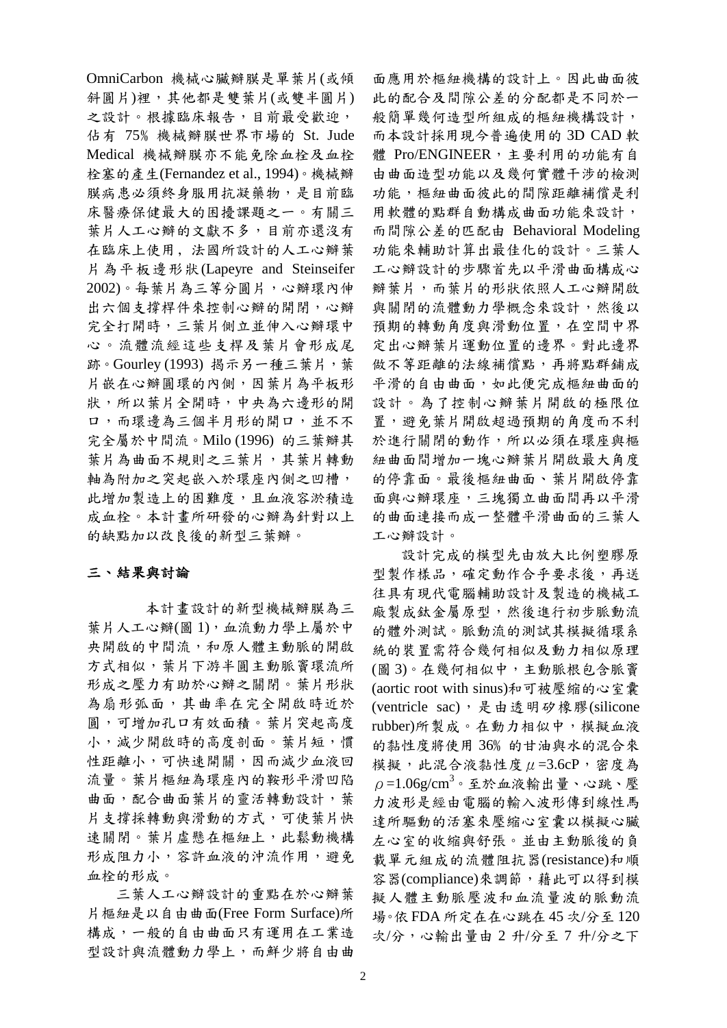OmniCarbon 機械心臟瓣膜是單葉片(或傾斜圓片)裡，其他都是雙葉片(或雙半圓片)之設計。根據臨床報告，目前最受歡迎，佔有 75% 機械瓣膜世界市場的 St. Jude Medical 機械瓣膜亦不能免除血栓及血栓栓塞的產生(Fernandez et al., 1994)。機械瓣膜病患必須終身服用抗凝藥物，是目前臨床醫療保健最大的困擾課題之一。有關三葉片人工心瓣的文獻不多，目前亦還沒有在臨床上使用，法國所設計的人工心瓣葉片為平板邊形狀(Lapeyre and Steinseifer 2002)。每葉片為三等分圓片，心瓣環內伸出六個支撐桿件來控制心瓣的開閉，心瓣完全打開時，三葉片側立並伸入心瓣環中心。流體流經這些支桿及葉片會形成尾跡。Gourley (1993) 揭示另一種三葉片，葉片嵌在心瓣圓環的內側，因葉片為平板形狀，所以葉片全開時，中央為六邊形的開口，而環邊為三個半月形的開口，並不不完全屬於中間流。Milo (1996) 的三葉瓣其葉片為曲面不規則之三葉片，其葉片轉動軸為附加之突起嵌入於環座內側之凹槽，此增加製造上的困難度，且血液容淤積造成血栓。本計畫所研發的心瓣為針對以上的缺點加以改良後的新型三葉瓣。

## 三、結果與討論

本計畫設計的新型機械瓣膜為三葉片人工心瓣(圖 1)，血流動力學上屬於中央開啟的中間流，和原人體主動脈的開啟方式相似，葉片下游半圓主動脈竇環流所形成之壓力有助於心瓣之關閉。葉片形狀為扇形弧面，其曲率在完全開啟時近於圓，可增加孔口有效面積。葉片突起高度小，減少開啟時的高度剖面。葉片短，慣性距離小，可快速開關，因而減少血液回流量。葉片樞紐為環座內的鞍形平滑凹陷曲面，配合曲面葉片的靈活轉動設計，葉片支撐採轉動與滑動的方式，可使葉片快速關閉。葉片虛懸在樞紐上，此鬆動機構形成阻力小，容許血液的沖流作用，避免血栓的形成。

三葉人工心瓣設計的重點在於心瓣葉片樞紐是以自由曲面(Free Form Surface)所構成，一般的自由曲面只有運用在工業造型設計與流體動力學上，而鮮少將自由曲面應用於樞紐機構的設計上。因此曲面彼此的配合及間隙公差的分配都是不同於一般簡單幾何造型所組成的樞紐機構設計，而本設計採用現今普遍使用的 3D CAD 軟體 Pro/ENGINEER，主要利用的功能有自由曲面造型功能以及幾何實體干涉的檢測功能，樞紐曲面彼此的間隙距離補償是利用軟體的點群自動構成曲面功能來設計，而間隙公差的匹配由 Behavioral Modeling 功能來輔助計算出最佳化的設計。三葉人工心瓣設計的步驟首先以平滑曲面構成心瓣葉片，而葉片的形狀依照人工心瓣開啟與關閉的流體動力學概念來設計，然後以預期的轉動角度與滑動位置，在空間中界定出心瓣葉片運動位置的邊界。對此邊界做不等距離的法線補償點，再將點群鋪成平滑的自由曲面，如此便完成樞紐曲面的設計。為了控制心瓣葉片開啟的極限位置，避免葉片開啟超過預期的角度而不利於進行關閉的動作，所以必須在環座與樞紐曲面間增加一塊心瓣葉片開啟最大角度的停靠面。最後樞紐曲面、葉片開啟停靠面與心瓣環座，三塊獨立曲面間再以平滑的曲面連接而成一整體平滑曲面的三葉人工心瓣設計。

設計完成的模型先由放大比例塑膠原型製作樣品，確定動作合乎要求後，再送往具有現代電腦輔助設計及製造的機械工廠製成鈦金屬原型，然後進行初步脈動流的體外測試。脈動流的測試其模擬循環系統的裝置需符合幾何相似及動力相似原理(圖 3)。在幾何相似中，主動脈根包含脈竇(aortic root with sinus)和可被壓縮的心室囊(ventricle sac)，是由透明矽橡膠(silicone rubber)所製成。在動力相似中，模擬血液的黏性度將使用 36% 的甘油與水的混合來模擬，此混合液黏性度 $\mu$=3.6cP，密度為 $\rho$=1.06g/cm$^3$。至於血液輸出量、心跳、壓力波形是經由電腦的輸入波形傳到線性馬達所驅動的活塞來壓縮心室囊以模擬心臟左心室的收縮與舒張。並由主動脈後的負載單元組成的流體阻抗器(resistance)和順容器(compliance)來調節，藉此可以得到模擬人體主動脈壓波和血流量波的脈動流場。依 FDA 所定在在心跳在 45 次/分至 120 次/分，心輸出量由 2 升/分至 7 升/分之下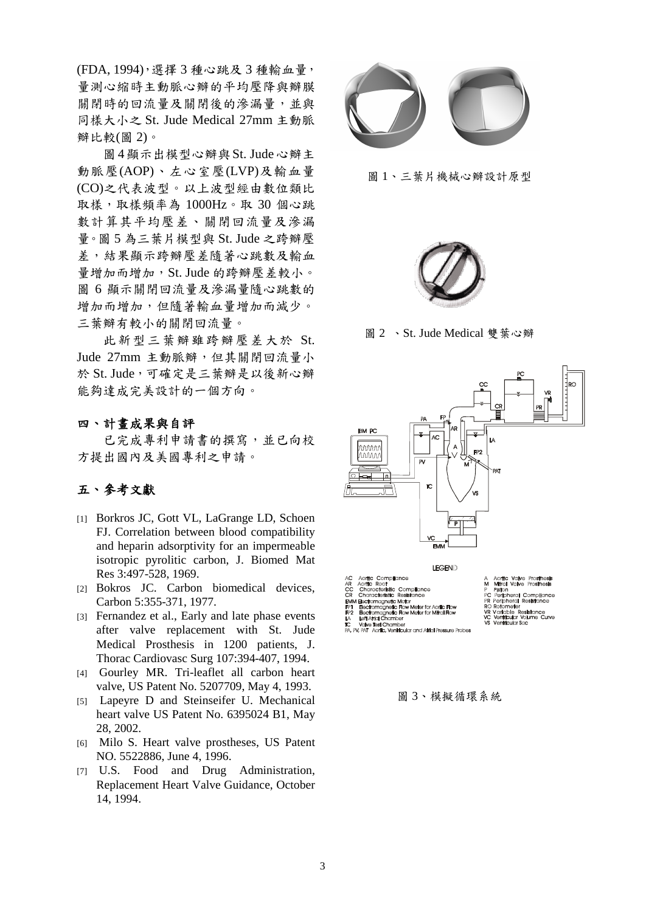(FDA, 1994)，選擇 3 種心跳及 3 種輸血量，量測心縮時主動脈心辦的平均壓降與辦膜關閉時的回流量及關閉後的滲漏量，並與同樣大小之 St. Jude Medical 27mm 主動脈辦比較(圖 2)。

圖 4 顯示出模型心辦與 St. Jude 心辦主動脈壓(AOP)、左心室壓(LVP)及輸血量(CO)之代表波型。以上波型經由數位類比取樣，取樣頻率為 1000Hz。取 30 個心跳數計算其平均壓差、關閉回流量及滲漏量。圖 5 為三葉片模型與 St. Jude 之跨辦壓差，結果顯示跨辦壓差隨著心跳數及輸血量增加而增加，St. Jude 的跨辦壓差較小。圖 6 顯示關閉回流量及滲漏量隨心跳數的增加而增加，但隨著輸血量增加而減少。三葉辦有較小的關閉回流量。

此新型三葉辦雖跨辦壓差大於 St. Jude 27mm 主動脈辦，但其關閉回流量小於 St. Jude，可確定是三葉辦是以後新心辦能夠達成完美設計的一個方向。

## 四、計畫成果與自評

已完成專利申請書的撰寫，並已向校方提出國內及美國專利之申請。

## 五、參考文獻

[1] Borkros JC, Gott VL, LaGrange LD, Schoen FJ. Correlation between blood compatibility and heparin adsorptivity for an impermeable isotropic pyrolitic carbon, J. Biomed Mat Res 3:497-528, 1969.

[2] Bokros JC. Carbon biomedical devices, Carbon 5:355-371, 1977.

[3] Fernandez et al., Early and late phase events after valve replacement with St. Jude Medical Prosthesis in 1200 patients, J. Thorac Cardiovasc Surg 107:394-407, 1994.

[4] Gourley MR. Tri-leaflet all carbon heart valve, US Patent No. 5207709, May 4, 1993.

[5] Lapeyre D and Steinseifer U. Mechanical heart valve US Patent No. 6395024 B1, May 28, 2002.

[6] Milo S. Heart valve prostheses, US Patent NO. 5522886, June 4, 1996.

[7] U.S. Food and Drug Administration, Replacement Heart Valve Guidance, October 14, 1994.

圖 1、三葉片機械心辦設計原型

圖 2 、St. Jude Medical 雙葉心辦

LEGEND

AC Aortic Compliance
AR Aortic Root
CC Characteristic Compliance
CR Characteristic Resistance
EMM Electromagnetic Motor
FP1 Electromagnetic Flow Meter for Aortic Flow
FP2 Electromagnetic Flow Meter for Mitral Flow
LA Left Atrial Chamber
TC Valve Test Chamber
PA, PV, PAT Aortic, Ventricular and Atrial Pressure Probes
A Aortic Valve Prosthesis
M Mitral Valve Prosthesis
P Piston
PC Peripheral Compliance
PR Peripheral Resistance
RO Rotometer
VR Variable Resistance
VC Ventricular Volume Curve
VS Ventricular Sac

圖 3、模擬循環系統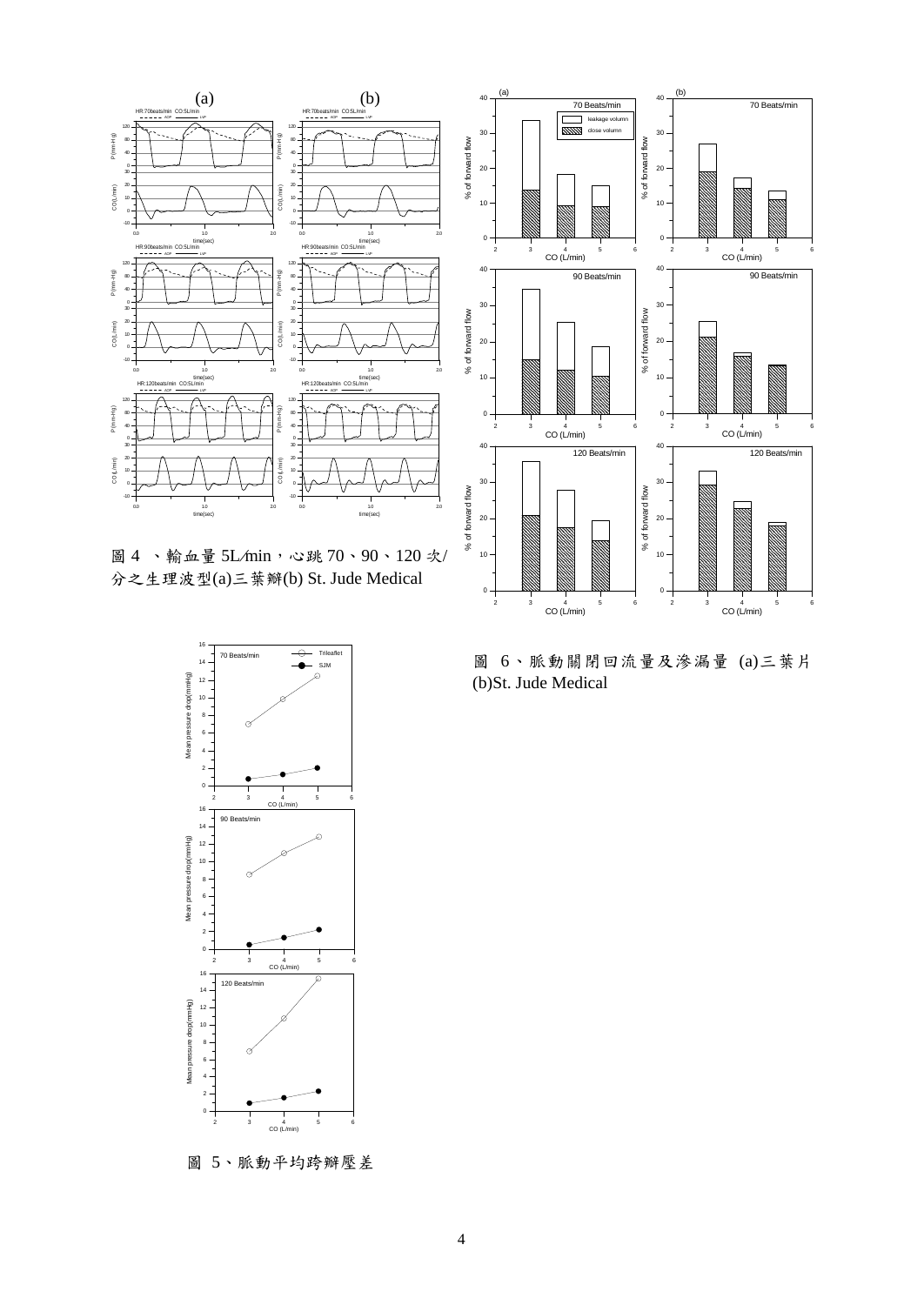圖 4 、輸血量 5L/min，心跳 70、90、120 次/分之生理波型(a)三葉瓣(b) St. Jude Medical

圖 6、脈動關閉回流量及滲漏量 (a)三葉片(b)St. Jude Medical

圖 5、脈動平均跨瓣壓差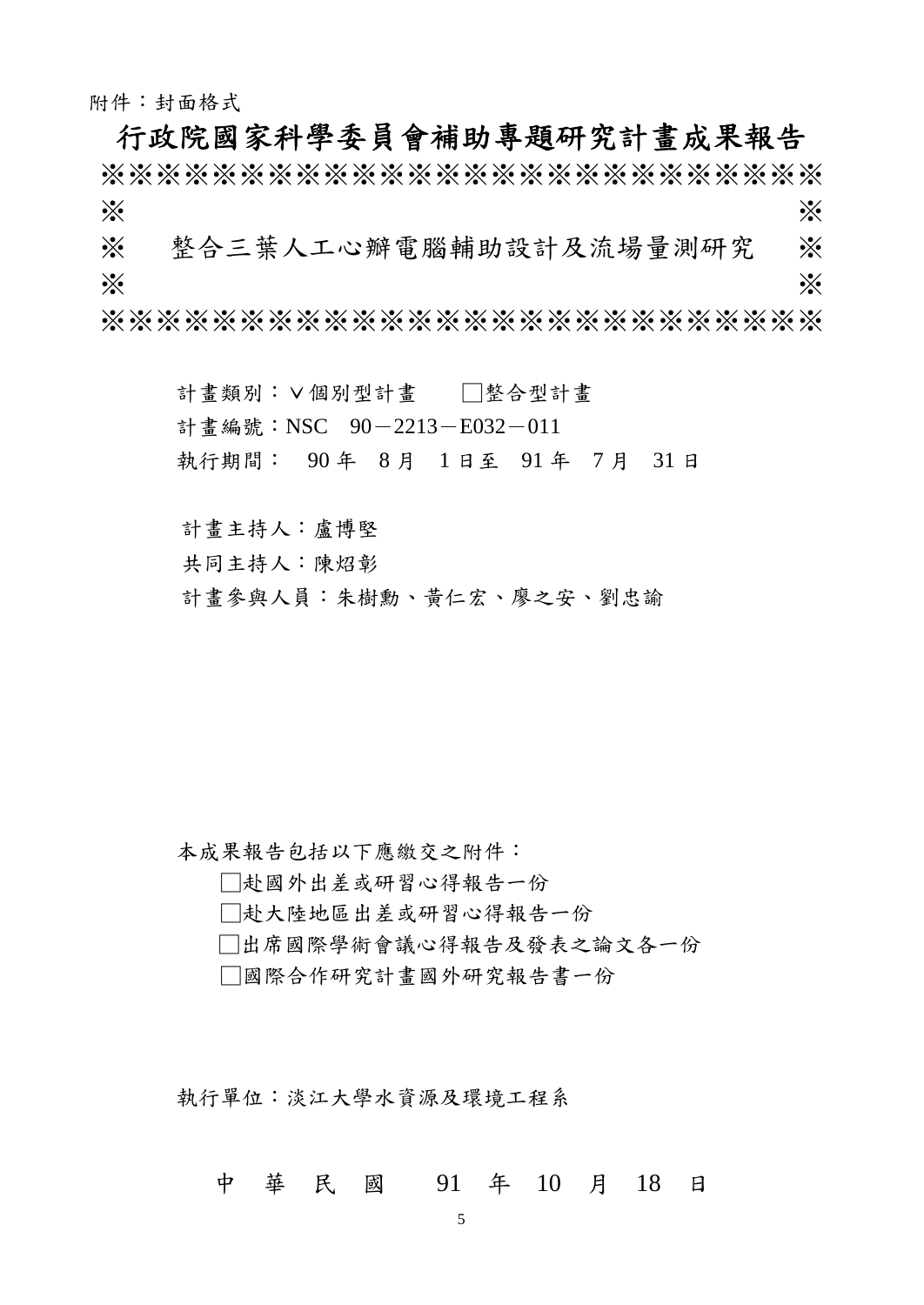附件：封面格式

# 行政院國家科學委員會補助專題研究計畫成果報告

※※※※※※※※※※※※※※※※※※※※※※※※※※※※※
※　　　　　　　　　　　　　　　　　　　　　　　　　　　※
※　整合三葉人工心辦電腦輔助設計及流場量測研究　※
※　　　　　　　　　　　　　　　　　　　　　　　　　　　※
※※※※※※※※※※※※※※※※※※※※※※※※※※※※※

計畫類別：∨個別型計畫　　□整合型計畫

計畫編號：NSC　90－2213－E032－011

執行期間：　90 年　8 月　1 日至　91 年　7 月　31 日

計畫主持人：盧博堅

共同主持人：陳炤彰

計畫參與人員：朱樹勳、黃仁宏、廖之安、劉忠諭

本成果報告包括以下應繳交之附件：

□赴國外出差或研習心得報告一份

□赴大陸地區出差或研習心得報告一份

□出席國際學術會議心得報告及發表之論文各一份

□國際合作研究計畫國外研究報告書一份

執行單位：淡江大學水資源及環境工程系

中　華　民　國　　91　年　10　月　18　日